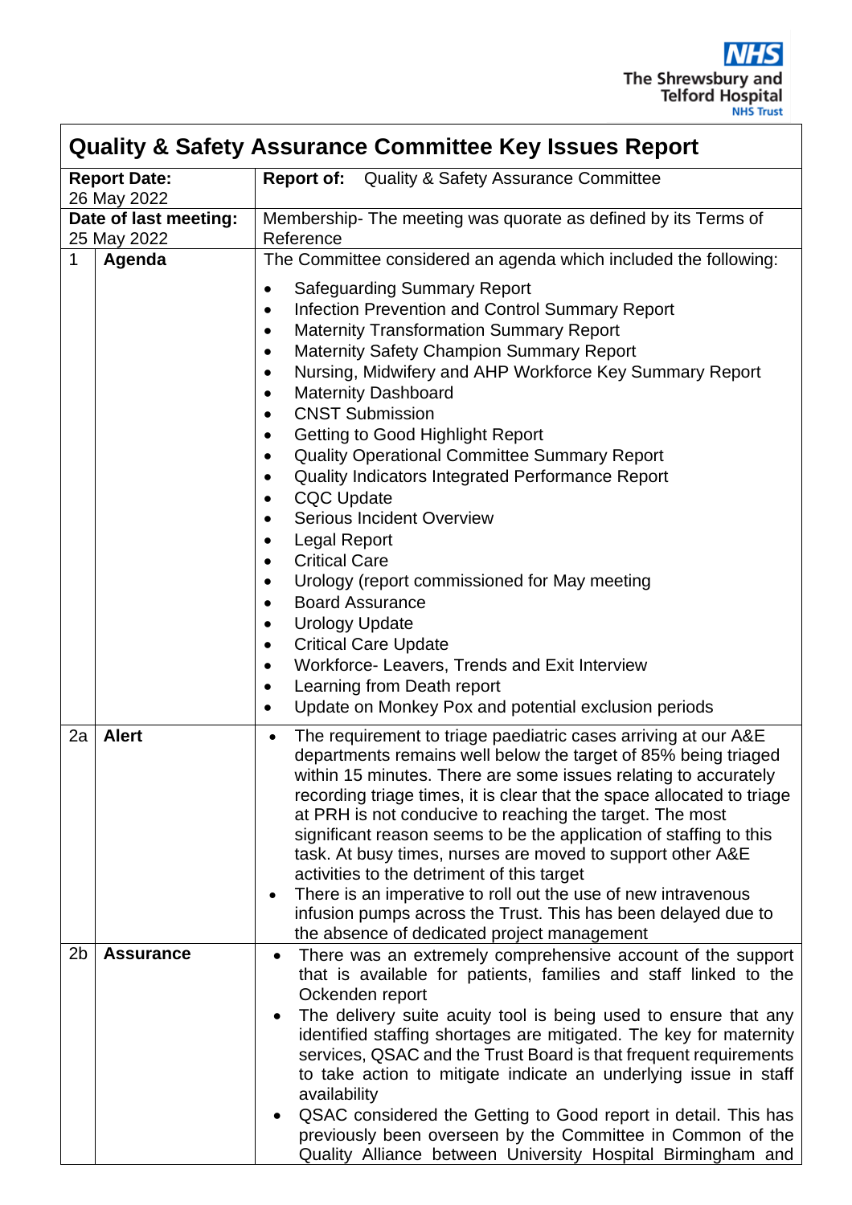# Quality & Safety Assurance Committee Key Issues Report

| | | |
|---|---|---|
| **Report Date:** 26 May 2022 | | **Report of:** Quality & Safety Assurance Committee |
| **Date of last meeting:** 25 May 2022 | | Membership- The meeting was quorate as defined by its Terms of Reference |
| 1 | **Agenda** | The Committee considered an agenda which included the following:<br>• Safeguarding Summary Report<br>• Infection Prevention and Control Summary Report<br>• Maternity Transformation Summary Report<br>• Maternity Safety Champion Summary Report<br>• Nursing, Midwifery and AHP Workforce Key Summary Report<br>• Maternity Dashboard<br>• CNST Submission<br>• Getting to Good Highlight Report<br>• Quality Operational Committee Summary Report<br>• Quality Indicators Integrated Performance Report<br>• CQC Update<br>• Serious Incident Overview<br>• Legal Report<br>• Critical Care<br>• Urology (report commissioned for May meeting<br>• Board Assurance<br>• Urology Update<br>• Critical Care Update<br>• Workforce- Leavers, Trends and Exit Interview<br>• Learning from Death report<br>• Update on Monkey Pox and potential exclusion periods |
| 2a | **Alert** | • The requirement to triage paediatric cases arriving at our A&E departments remains well below the target of 85% being triaged within 15 minutes. There are some issues relating to accurately recording triage times, it is clear that the space allocated to triage at PRH is not conducive to reaching the target. The most significant reason seems to be the application of staffing to this task. At busy times, nurses are moved to support other A&E activities to the detriment of this target<br>• There is an imperative to roll out the use of new intravenous infusion pumps across the Trust. This has been delayed due to the absence of dedicated project management |
| 2b | **Assurance** | • There was an extremely comprehensive account of the support that is available for patients, families and staff linked to the Ockenden report<br>• The delivery suite acuity tool is being used to ensure that any identified staffing shortages are mitigated. The key for maternity services, QSAC and the Trust Board is that frequent requirements to take action to mitigate indicate an underlying issue in staff availability<br>• QSAC considered the Getting to Good report in detail. This has previously been overseen by the Committee in Common of the Quality Alliance between University Hospital Birmingham and |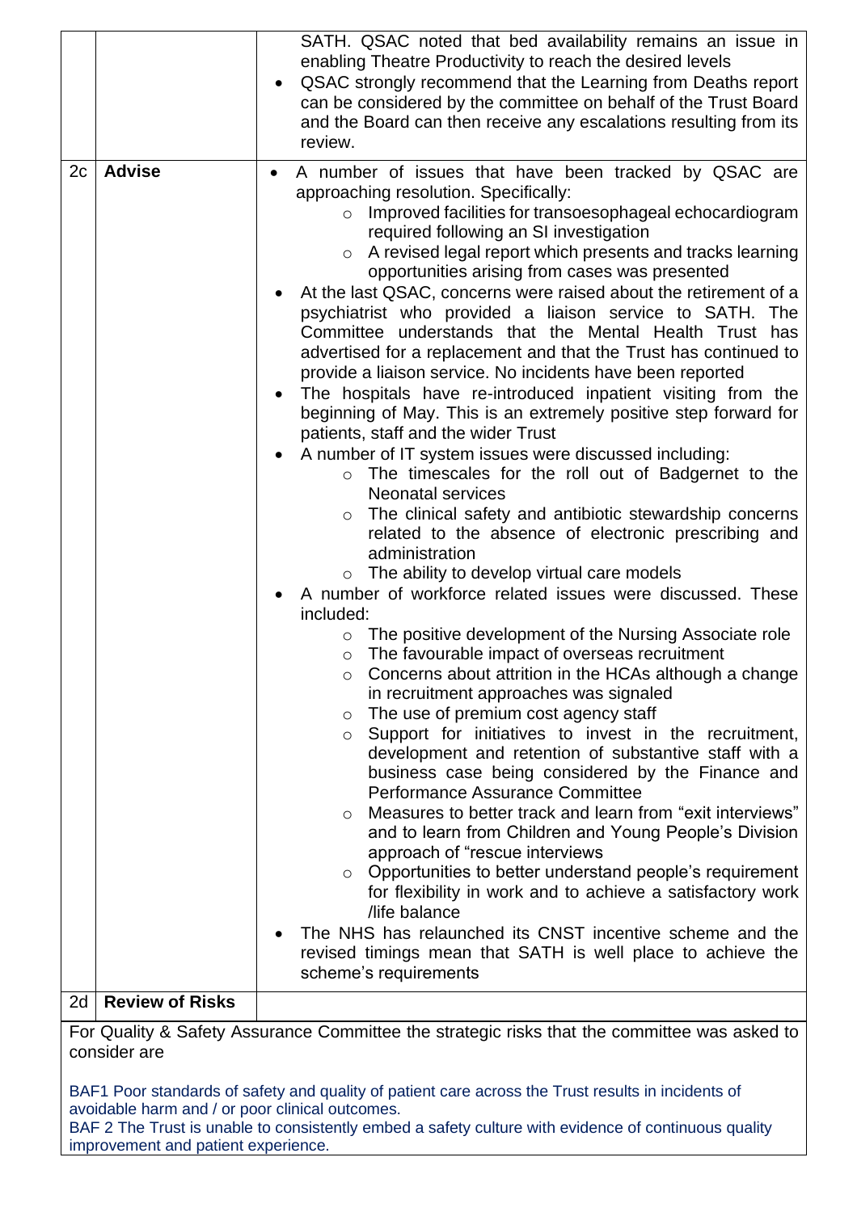| | | |
|---|---|---|
| | | SATH. QSAC noted that bed availability remains an issue in enabling Theatre Productivity to reach the desired levels<br>• QSAC strongly recommend that the Learning from Deaths report can be considered by the committee on behalf of the Trust Board and the Board can then receive any escalations resulting from its review. |
| 2c | **Advise** | • A number of issues that have been tracked by QSAC are approaching resolution. Specifically:<br>  ○ Improved facilities for transoesophageal echocardiogram required following an SI investigation<br>  ○ A revised legal report which presents and tracks learning opportunities arising from cases was presented<br>• At the last QSAC, concerns were raised about the retirement of a psychiatrist who provided a liaison service to SATH. The Committee understands that the Mental Health Trust has advertised for a replacement and that the Trust has continued to provide a liaison service. No incidents have been reported<br>• The hospitals have re-introduced inpatient visiting from the beginning of May. This is an extremely positive step forward for patients, staff and the wider Trust<br>• A number of IT system issues were discussed including:<br>  ○ The timescales for the roll out of Badgernet to the Neonatal services<br>  ○ The clinical safety and antibiotic stewardship concerns related to the absence of electronic prescribing and administration<br>  ○ The ability to develop virtual care models<br>• A number of workforce related issues were discussed. These included:<br>  ○ The positive development of the Nursing Associate role<br>  ○ The favourable impact of overseas recruitment<br>  ○ Concerns about attrition in the HCAs although a change in recruitment approaches was signaled<br>  ○ The use of premium cost agency staff<br>  ○ Support for initiatives to invest in the recruitment, development and retention of substantive staff with a business case being considered by the Finance and Performance Assurance Committee<br>  ○ Measures to better track and learn from "exit interviews" and to learn from Children and Young People's Division approach of "rescue interviews<br>  ○ Opportunities to better understand people's requirement for flexibility in work and to achieve a satisfactory work /life balance<br>• The NHS has relaunched its CNST incentive scheme and the revised timings mean that SATH is well place to achieve the scheme's requirements |
| 2d | **Review of Risks** | |

For Quality & Safety Assurance Committee the strategic risks that the committee was asked to consider are

BAF1 Poor standards of safety and quality of patient care across the Trust results in incidents of avoidable harm and / or poor clinical outcomes.
BAF 2 The Trust is unable to consistently embed a safety culture with evidence of continuous quality improvement and patient experience.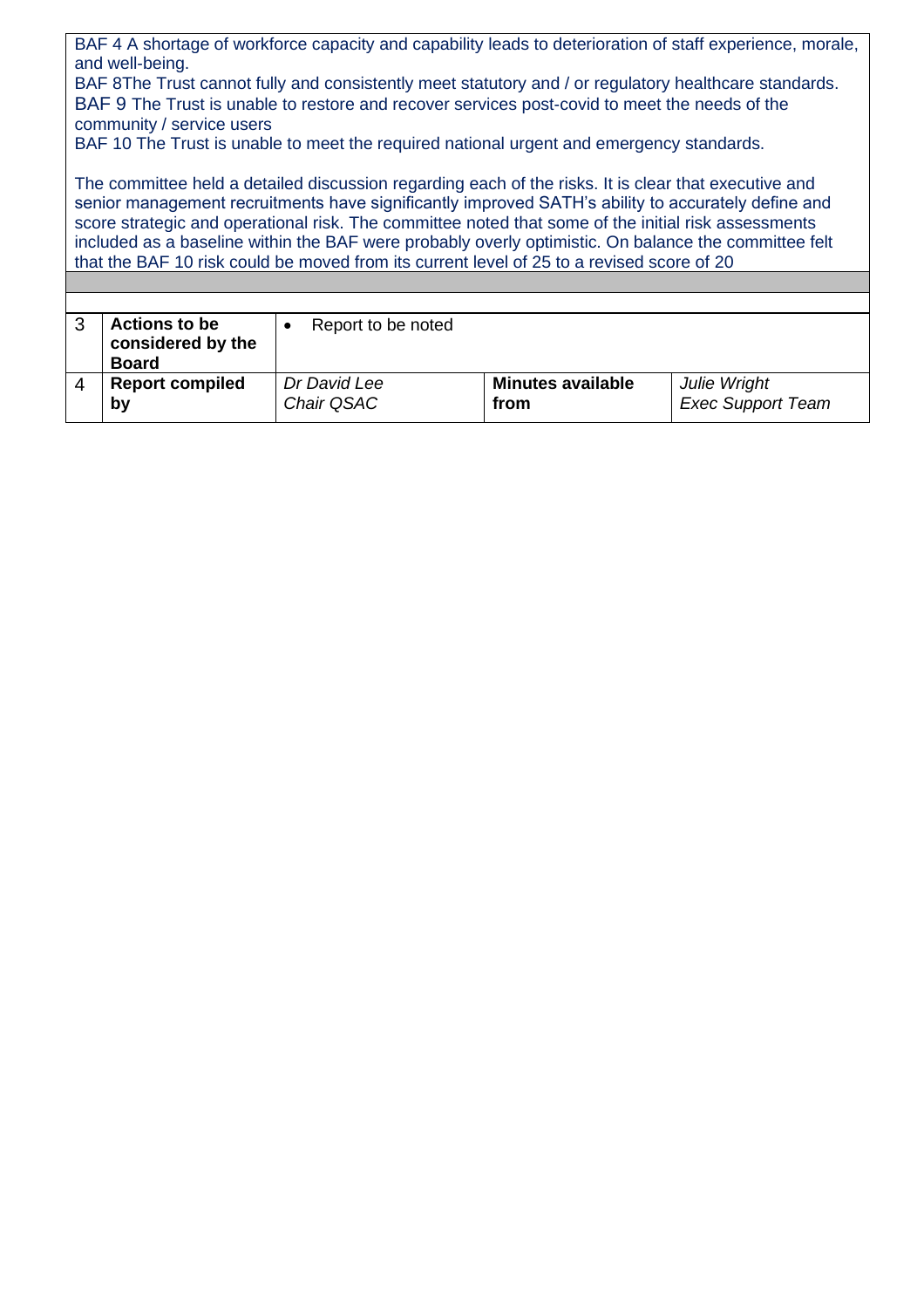BAF 4 A shortage of workforce capacity and capability leads to deterioration of staff experience, morale, and well-being.
BAF 8The Trust cannot fully and consistently meet statutory and / or regulatory healthcare standards.
BAF 9 The Trust is unable to restore and recover services post-covid to meet the needs of the community / service users
BAF 10 The Trust is unable to meet the required national urgent and emergency standards.

The committee held a detailed discussion regarding each of the risks. It is clear that executive and senior management recruitments have significantly improved SATH's ability to accurately define and score strategic and operational risk. The committee noted that some of the initial risk assessments included as a baseline within the BAF were probably overly optimistic. On balance the committee felt that the BAF 10 risk could be moved from its current level of 25 to a revised score of 20

| | | | | |
|---|---|---|---|---|
| 3 | **Actions to be considered by the Board** | • Report to be noted | | |
| 4 | **Report compiled by** | *Dr David Lee Chair QSAC* | **Minutes available from** | *Julie Wright Exec Support Team* |